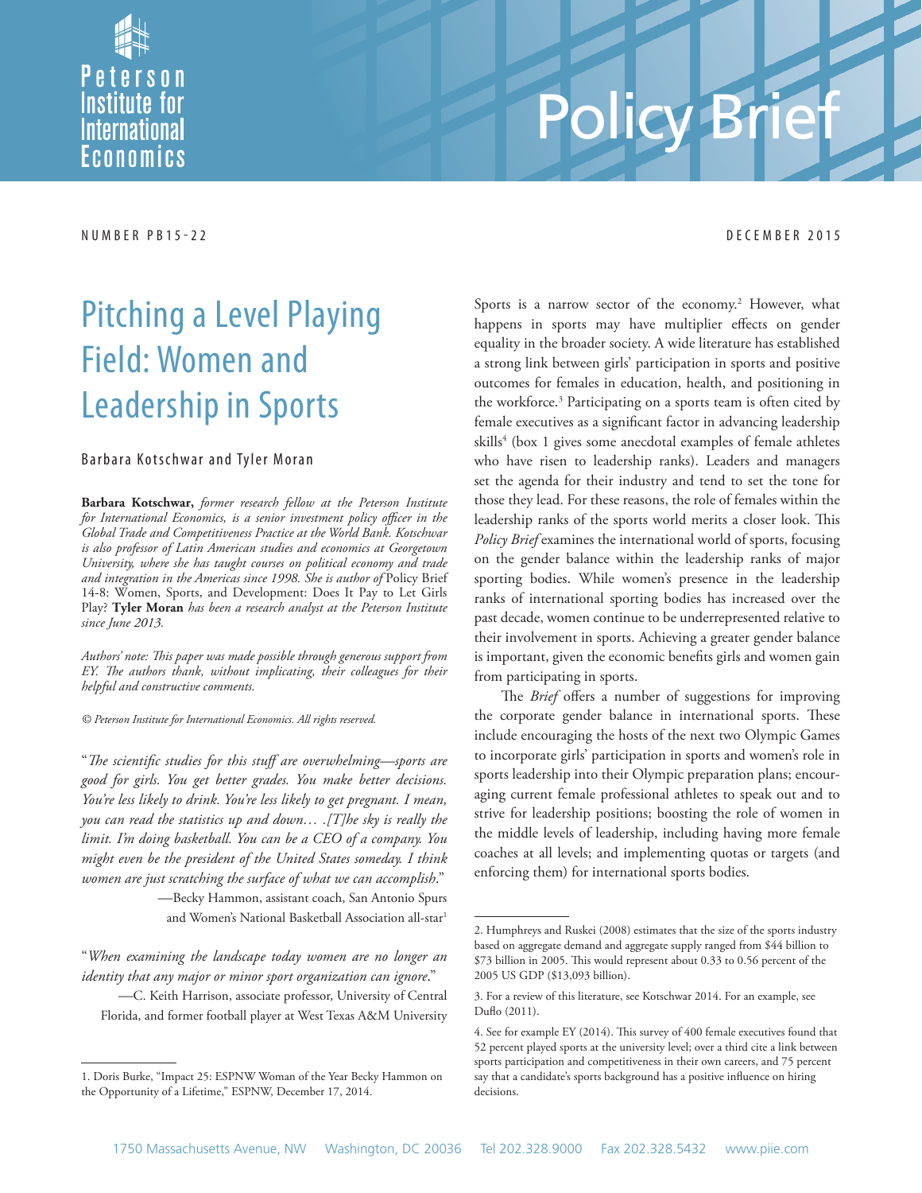Peterson Institute for International Economics

# Policy Brief

NUMBER PB15-22 DECEMBER 2015

# Pitching a Level Playing Field: Women and Leadership in Sports

Barbara Kotschwar and Tyler Moran

**Barbara Kotschwar,** *former research fellow at the Peterson Institute for International Economics, is a senior investment policy officer in the Global Trade and Competitiveness Practice at the World Bank. Kotschwar is also professor of Latin American studies and economics at Georgetown University, where she has taught courses on political economy and trade and integration in the Americas since 1998. She is author of* Policy Brief 14-8: Women, Sports, and Development: Does It Pay to Let Girls Play? **Tyler Moran** *has been a research analyst at the Peterson Institute since June 2013.*

*Authors' note: This paper was made possible through generous support from EY. The authors thank, without implicating, their colleagues for their helpful and constructive comments.*

*© Peterson Institute for International Economics. All rights reserved.*

"*The scientific studies for this stuff are overwhelming—sports are good for girls. You get better grades. You make better decisions. You're less likely to drink. You're less likely to get pregnant. I mean, you can read the statistics up and down… .[T]he sky is really the limit. I'm doing basketball. You can be a CEO of a company. You might even be the president of the United States someday. I think women are just scratching the surface of what we can accomplish.*"

—Becky Hammon, assistant coach, San Antonio Spurs and Women's National Basketball Association all-star[1]

"*When examining the landscape today women are no longer an identity that any major or minor sport organization can ignore.*"

—C. Keith Harrison, associate professor, University of Central Florida, and former football player at West Texas A&M University

Sports is a narrow sector of the economy.[2] However, what happens in sports may have multiplier effects on gender equality in the broader society. A wide literature has established a strong link between girls' participation in sports and positive outcomes for females in education, health, and positioning in the workforce.[3] Participating on a sports team is often cited by female executives as a significant factor in advancing leadership skills[4] (box 1 gives some anecdotal examples of female athletes who have risen to leadership ranks). Leaders and managers set the agenda for their industry and tend to set the tone for those they lead. For these reasons, the role of females within the leadership ranks of the sports world merits a closer look. This *Policy Brief* examines the international world of sports, focusing on the gender balance within the leadership ranks of major sporting bodies. While women's presence in the leadership ranks of international sporting bodies has increased over the past decade, women continue to be underrepresented relative to their involvement in sports. Achieving a greater gender balance is important, given the economic benefits girls and women gain from participating in sports.

The *Brief* offers a number of suggestions for improving the corporate gender balance in international sports. These include encouraging the hosts of the next two Olympic Games to incorporate girls' participation in sports and women's role in sports leadership into their Olympic preparation plans; encouraging current female professional athletes to speak out and to strive for leadership positions; boosting the role of women in the middle levels of leadership, including having more female coaches at all levels; and implementing quotas or targets (and enforcing them) for international sports bodies.

---

1. Doris Burke, "Impact 25: ESPNW Woman of the Year Becky Hammon on the Opportunity of a Lifetime," ESPNW, December 17, 2014.

2. Humphreys and Ruskei (2008) estimates that the size of the sports industry based on aggregate demand and aggregate supply ranged from $44 billion to $73 billion in 2005. This would represent about 0.33 to 0.56 percent of the 2005 US GDP ($13,093 billion).

3. For a review of this literature, see Kotschwar 2014. For an example, see Duflo (2011).

4. See for example EY (2014). This survey of 400 female executives found that 52 percent played sports at the university level; over a third cite a link between sports participation and competitiveness in their own careers, and 75 percent say that a candidate's sports background has a positive influence on hiring decisions.

1750 Massachusetts Avenue, NW Washington, DC 20036 Tel 202.328.9000 Fax 202.328.5432 www.piie.com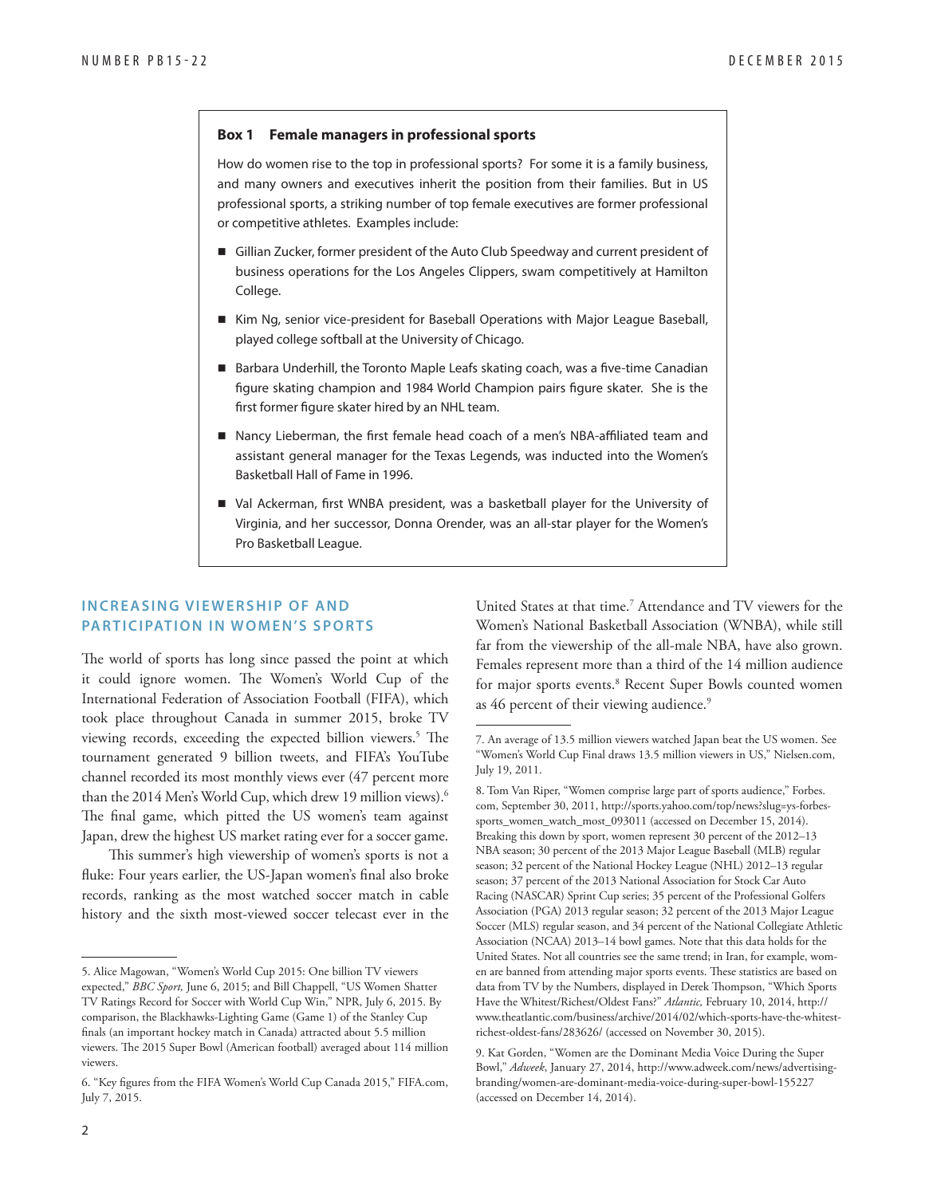**Box 1 Female managers in professional sports**

How do women rise to the top in professional sports? For some it is a family business, and many owners and executives inherit the position from their families. But in US professional sports, a striking number of top female executives are former professional or competitive athletes. Examples include:

- Gillian Zucker, former president of the Auto Club Speedway and current president of business operations for the Los Angeles Clippers, swam competitively at Hamilton College.
- Kim Ng, senior vice-president for Baseball Operations with Major League Baseball, played college softball at the University of Chicago.
- Barbara Underhill, the Toronto Maple Leafs skating coach, was a five-time Canadian figure skating champion and 1984 World Champion pairs figure skater. She is the first former figure skater hired by an NHL team.
- Nancy Lieberman, the first female head coach of a men's NBA-affiliated team and assistant general manager for the Texas Legends, was inducted into the Women's Basketball Hall of Fame in 1996.
- Val Ackerman, first WNBA president, was a basketball player for the University of Virginia, and her successor, Donna Orender, was an all-star player for the Women's Pro Basketball League.

## INCREASING VIEWERSHIP OF AND PARTICIPATION IN WOMEN'S SPORTS

The world of sports has long since passed the point at which it could ignore women. The Women's World Cup of the International Federation of Association Football (FIFA), which took place throughout Canada in summer 2015, broke TV viewing records, exceeding the expected billion viewers.[5] The tournament generated 9 billion tweets, and FIFA's YouTube channel recorded its most monthly views ever (47 percent more than the 2014 Men's World Cup, which drew 19 million views).[6] The final game, which pitted the US women's team against Japan, drew the highest US market rating ever for a soccer game.

This summer's high viewership of women's sports is not a fluke: Four years earlier, the US-Japan women's final also broke records, ranking as the most watched soccer match in cable history and the sixth most-viewed soccer telecast ever in the United States at that time.[7] Attendance and TV viewers for the Women's National Basketball Association (WNBA), while still far from the viewership of the all-male NBA, have also grown. Females represent more than a third of the 14 million audience for major sports events.[8] Recent Super Bowls counted women as 46 percent of their viewing audience.[9]

---

5. Alice Magowan, "Women's World Cup 2015: One billion TV viewers expected," *BBC Sport,* June 6, 2015; and Bill Chappell, "US Women Shatter TV Ratings Record for Soccer with World Cup Win," NPR, July 6, 2015. By comparison, the Blackhawks-Lighting Game (Game 1) of the Stanley Cup finals (an important hockey match in Canada) attracted about 5.5 million viewers. The 2015 Super Bowl (American football) averaged about 114 million viewers.

6. "Key figures from the FIFA Women's World Cup Canada 2015," FIFA.com, July 7, 2015.

7. An average of 13.5 million viewers watched Japan beat the US women. See "Women's World Cup Final draws 13.5 million viewers in US," Nielsen.com, July 19, 2011.

8. Tom Van Riper, "Women comprise large part of sports audience," Forbes.com, September 30, 2011, http://sports.yahoo.com/top/news?slug=ys-forbes-sports_women_watch_most_093011 (accessed on December 15, 2014). Breaking this down by sport, women represent 30 percent of the 2012–13 NBA season; 30 percent of the 2013 Major League Baseball (MLB) regular season; 32 percent of the National Hockey League (NHL) 2012–13 regular season; 37 percent of the 2013 National Association for Stock Car Auto Racing (NASCAR) Sprint Cup series; 35 percent of the Professional Golfers Association (PGA) 2013 regular season; 32 percent of the 2013 Major League Soccer (MLS) regular season, and 34 percent of the National Collegiate Athletic Association (NCAA) 2013–14 bowl games. Note that this data holds for the United States. Not all countries see the same trend; in Iran, for example, women are banned from attending major sports events. These statistics are based on data from TV by the Numbers, displayed in Derek Thompson, "Which Sports Have the Whitest/Richest/Oldest Fans?" *Atlantic,* February 10, 2014, http://www.theatlantic.com/business/archive/2014/02/which-sports-have-the-whitest-richest-oldest-fans/283626/ (accessed on November 30, 2015).

9. Kat Gorden, "Women are the Dominant Media Voice During the Super Bowl," *Adweek*, January 27, 2014, http://www.adweek.com/news/advertising-branding/women-are-dominant-media-voice-during-super-bowl-155227 (accessed on December 14, 2014).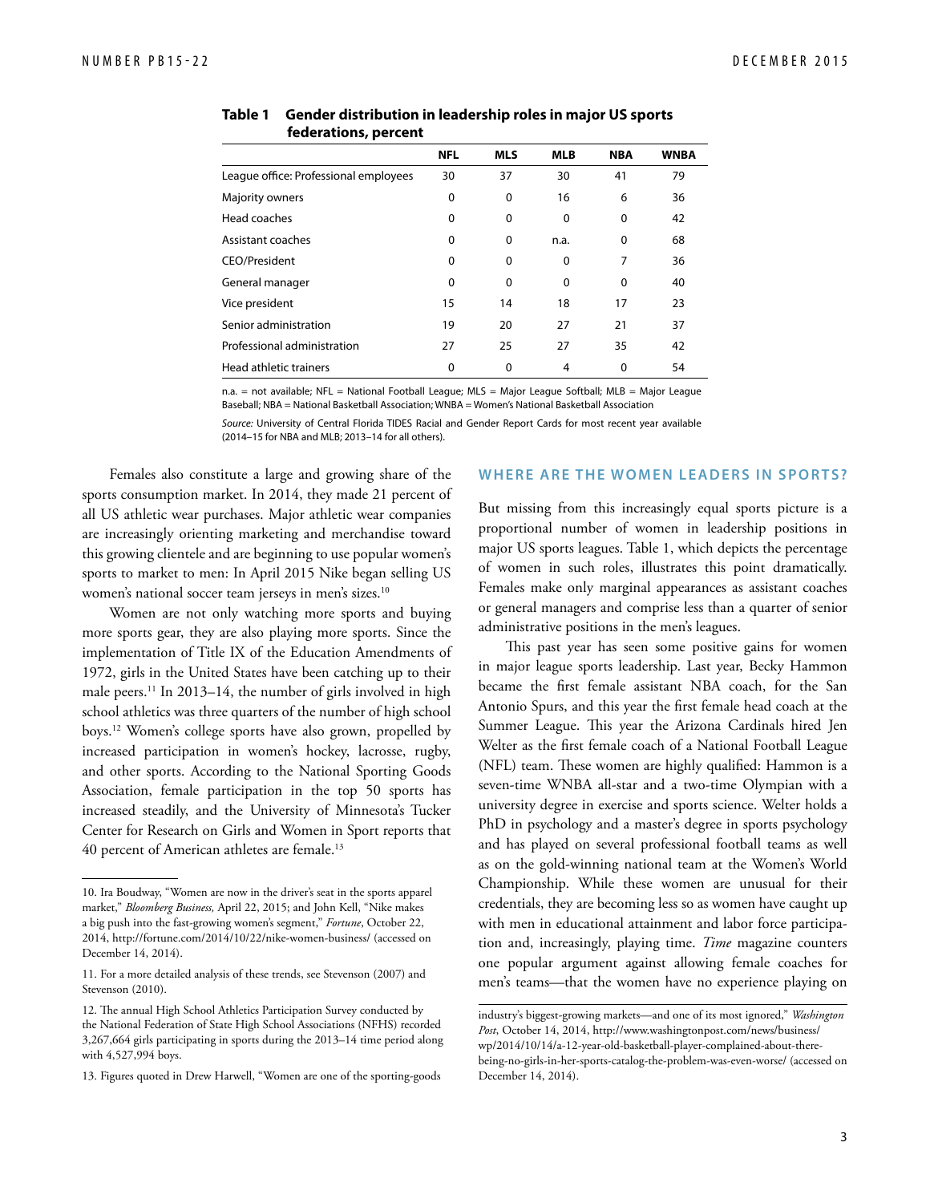**Table 1 Gender distribution in leadership roles in major US sports federations, percent**

| | NFL | MLS | MLB | NBA | WNBA |
|---|---|---|---|---|---|
| League office: Professional employees | 30 | 37 | 30 | 41 | 79 |
| Majority owners | 0 | 0 | 16 | 6 | 36 |
| Head coaches | 0 | 0 | 0 | 0 | 42 |
| Assistant coaches | 0 | 0 | n.a. | 0 | 68 |
| CEO/President | 0 | 0 | 0 | 7 | 36 |
| General manager | 0 | 0 | 0 | 0 | 40 |
| Vice president | 15 | 14 | 18 | 17 | 23 |
| Senior administration | 19 | 20 | 27 | 21 | 37 |
| Professional administration | 27 | 25 | 27 | 35 | 42 |
| Head athletic trainers | 0 | 0 | 4 | 0 | 54 |

n.a. = not available; NFL = National Football League; MLS = Major League Softball; MLB = Major League Baseball; NBA = National Basketball Association; WNBA = Women's National Basketball Association

*Source:* University of Central Florida TIDES Racial and Gender Report Cards for most recent year available (2014–15 for NBA and MLB; 2013–14 for all others).

Females also constitute a large and growing share of the sports consumption market. In 2014, they made 21 percent of all US athletic wear purchases. Major athletic wear companies are increasingly orienting marketing and merchandise toward this growing clientele and are beginning to use popular women's sports to market to men: In April 2015 Nike began selling US women's national soccer team jerseys in men's sizes.[10]

Women are not only watching more sports and buying more sports gear, they are also playing more sports. Since the implementation of Title IX of the Education Amendments of 1972, girls in the United States have been catching up to their male peers.[11] In 2013–14, the number of girls involved in high school athletics was three quarters of the number of high school boys.[12] Women's college sports have also grown, propelled by increased participation in women's hockey, lacrosse, rugby, and other sports. According to the National Sporting Goods Association, female participation in the top 50 sports has increased steadily, and the University of Minnesota's Tucker Center for Research on Girls and Women in Sport reports that 40 percent of American athletes are female.[13]

## WHERE ARE THE WOMEN LEADERS IN SPORTS?

But missing from this increasingly equal sports picture is a proportional number of women in leadership positions in major US sports leagues. Table 1, which depicts the percentage of women in such roles, illustrates this point dramatically. Females make only marginal appearances as assistant coaches or general managers and comprise less than a quarter of senior administrative positions in the men's leagues.

This past year has seen some positive gains for women in major league sports leadership. Last year, Becky Hammon became the first female assistant NBA coach, for the San Antonio Spurs, and this year the first female head coach at the Summer League. This year the Arizona Cardinals hired Jen Welter as the first female coach of a National Football League (NFL) team. These women are highly qualified: Hammon is a seven-time WNBA all-star and a two-time Olympian with a university degree in exercise and sports science. Welter holds a PhD in psychology and a master's degree in sports psychology and has played on several professional football teams as well as on the gold-winning national team at the Women's World Championship. While these women are unusual for their credentials, they are becoming less so as women have caught up with men in educational attainment and labor force participation and, increasingly, playing time. *Time* magazine counters one popular argument against allowing female coaches for men's teams—that the women have no experience playing on

---

10. Ira Boudway, "Women are now in the driver's seat in the sports apparel market," *Bloomberg Business,* April 22, 2015; and John Kell, "Nike makes a big push into the fast-growing women's segment," *Fortune*, October 22, 2014, http://fortune.com/2014/10/22/nike-women-business/ (accessed on December 14, 2014).

11. For a more detailed analysis of these trends, see Stevenson (2007) and Stevenson (2010).

12. The annual High School Athletics Participation Survey conducted by the National Federation of State High School Associations (NFHS) recorded 3,267,664 girls participating in sports during the 2013–14 time period along with 4,527,994 boys.

13. Figures quoted in Drew Harwell, "Women are one of the sporting-goods industry's biggest-growing markets—and one of its most ignored," *Washington Post*, October 14, 2014, http://www.washingtonpost.com/news/business/wp/2014/10/14/a-12-year-old-basketball-player-complained-about-there-being-no-girls-in-her-sports-catalog-the-problem-was-even-worse/ (accessed on December 14, 2014).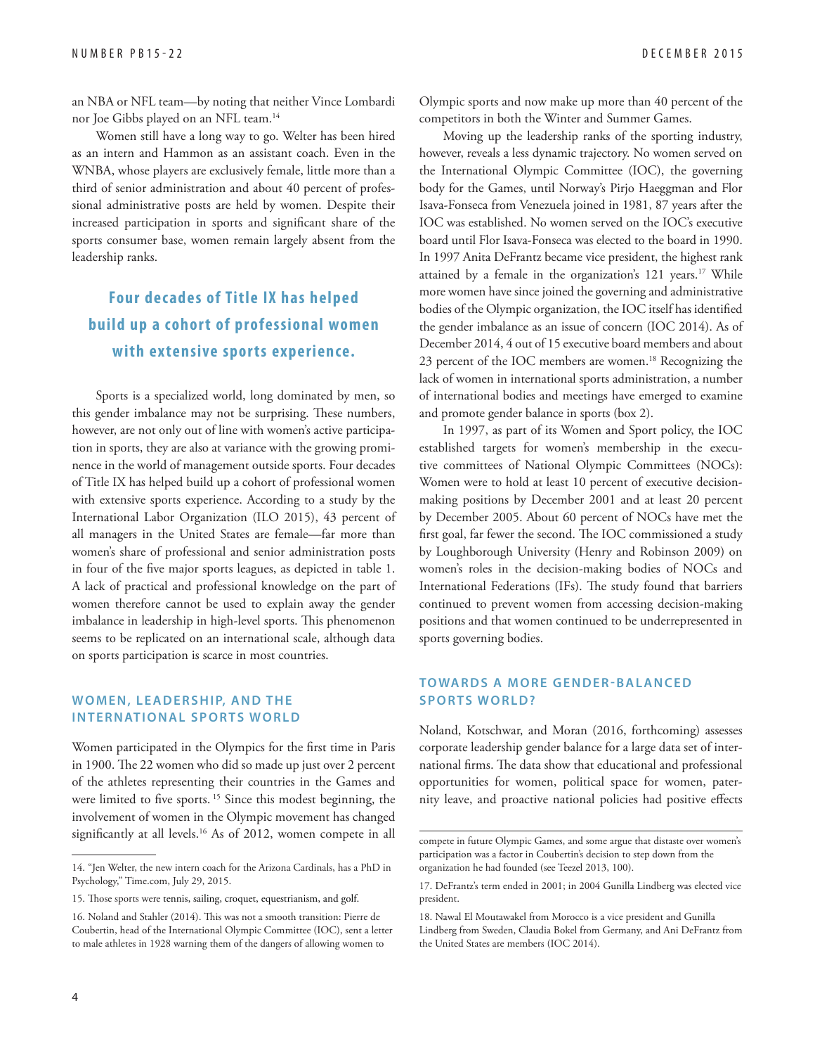an NBA or NFL team—by noting that neither Vince Lombardi nor Joe Gibbs played on an NFL team.[14]

Women still have a long way to go. Welter has been hired as an intern and Hammon as an assistant coach. Even in the WNBA, whose players are exclusively female, little more than a third of senior administration and about 40 percent of professional administrative posts are held by women. Despite their increased participation in sports and significant share of the sports consumer base, women remain largely absent from the leadership ranks.

**Four decades of Title IX has helped build up a cohort of professional women with extensive sports experience.**

Sports is a specialized world, long dominated by men, so this gender imbalance may not be surprising. These numbers, however, are not only out of line with women's active participation in sports, they are also at variance with the growing prominence in the world of management outside sports. Four decades of Title IX has helped build up a cohort of professional women with extensive sports experience. According to a study by the International Labor Organization (ILO 2015), 43 percent of all managers in the United States are female—far more than women's share of professional and senior administration posts in four of the five major sports leagues, as depicted in table 1. A lack of practical and professional knowledge on the part of women therefore cannot be used to explain away the gender imbalance in leadership in high-level sports. This phenomenon seems to be replicated on an international scale, although data on sports participation is scarce in most countries.

## WOMEN, LEADERSHIP, AND THE INTERNATIONAL SPORTS WORLD

Women participated in the Olympics for the first time in Paris in 1900. The 22 women who did so made up just over 2 percent of the athletes representing their countries in the Games and were limited to five sports.[15] Since this modest beginning, the involvement of women in the Olympic movement has changed significantly at all levels.[16] As of 2012, women compete in all Olympic sports and now make up more than 40 percent of the competitors in both the Winter and Summer Games.

Moving up the leadership ranks of the sporting industry, however, reveals a less dynamic trajectory. No women served on the International Olympic Committee (IOC), the governing body for the Games, until Norway's Pirjo Haeggman and Flor Isava-Fonseca from Venezuela joined in 1981, 87 years after the IOC was established. No women served on the IOC's executive board until Flor Isava-Fonseca was elected to the board in 1990. In 1997 Anita DeFrantz became vice president, the highest rank attained by a female in the organization's 121 years.[17] While more women have since joined the governing and administrative bodies of the Olympic organization, the IOC itself has identified the gender imbalance as an issue of concern (IOC 2014). As of December 2014, 4 out of 15 executive board members and about 23 percent of the IOC members are women.[18] Recognizing the lack of women in international sports administration, a number of international bodies and meetings have emerged to examine and promote gender balance in sports (box 2).

In 1997, as part of its Women and Sport policy, the IOC established targets for women's membership in the executive committees of National Olympic Committees (NOCs): Women were to hold at least 10 percent of executive decision-making positions by December 2001 and at least 20 percent by December 2005. About 60 percent of NOCs have met the first goal, far fewer the second. The IOC commissioned a study by Loughborough University (Henry and Robinson 2009) on women's roles in the decision-making bodies of NOCs and International Federations (IFs). The study found that barriers continued to prevent women from accessing decision-making positions and that women continued to be underrepresented in sports governing bodies.

## TOWARDS A MORE GENDER-BALANCED SPORTS WORLD?

Noland, Kotschwar, and Moran (2016, forthcoming) assesses corporate leadership gender balance for a large data set of international firms. The data show that educational and professional opportunities for women, political space for women, paternity leave, and proactive national policies had positive effects

---

14. "Jen Welter, the new intern coach for the Arizona Cardinals, has a PhD in Psychology," Time.com, July 29, 2015.

15. Those sports were tennis, sailing, croquet, equestrianism, and golf.

16. Noland and Stahler (2014). This was not a smooth transition: Pierre de Coubertin, head of the International Olympic Committee (IOC), sent a letter to male athletes in 1928 warning them of the dangers of allowing women to compete in future Olympic Games, and some argue that distaste over women's participation was a factor in Coubertin's decision to step down from the organization he had founded (see Teezel 2013, 100).

17. DeFrantz's term ended in 2001; in 2004 Gunilla Lindberg was elected vice president.

18. Nawal El Moutawakel from Morocco is a vice president and Gunilla Lindberg from Sweden, Claudia Bokel from Germany, and Ani DeFrantz from the United States are members (IOC 2014).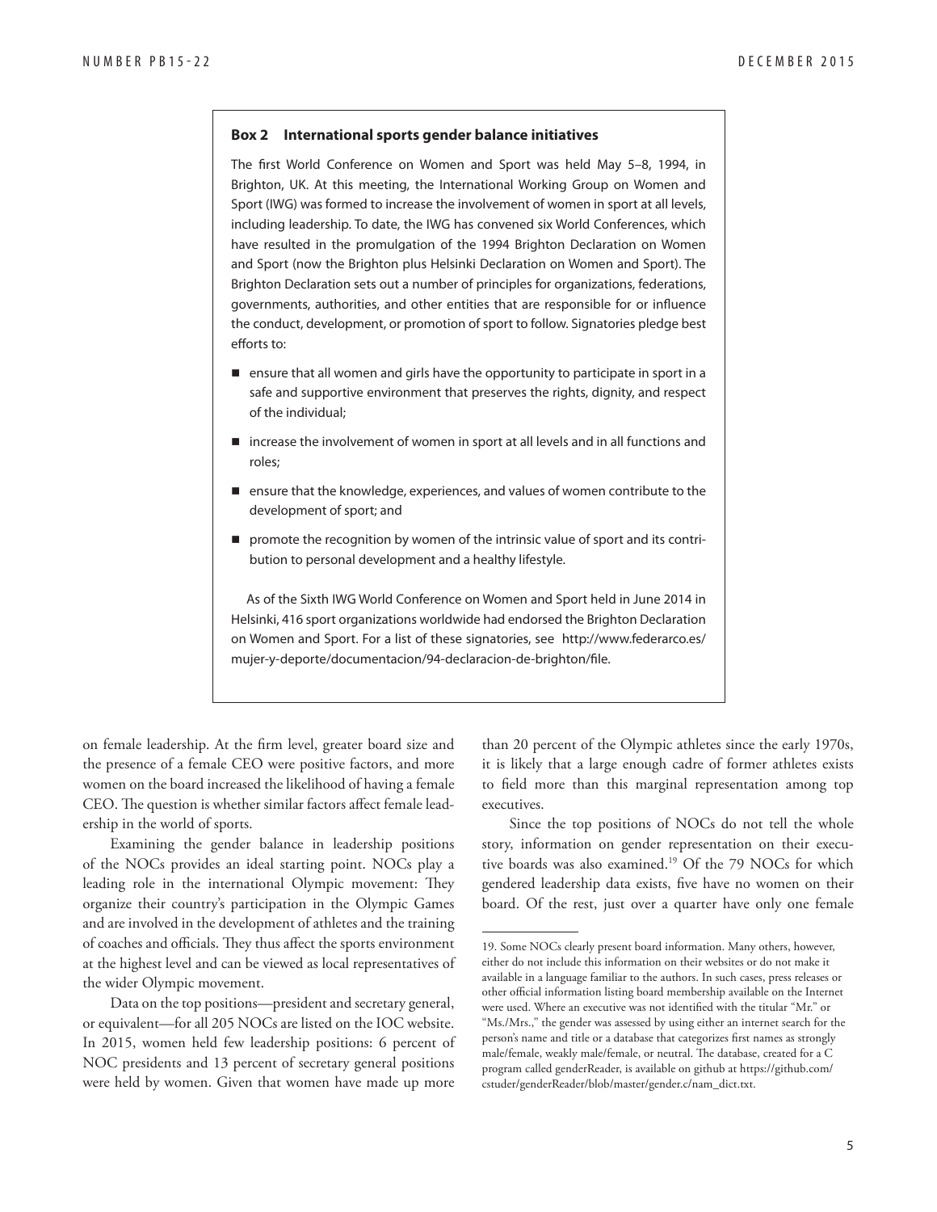**Box 2 International sports gender balance initiatives**

The first World Conference on Women and Sport was held May 5–8, 1994, in Brighton, UK. At this meeting, the International Working Group on Women and Sport (IWG) was formed to increase the involvement of women in sport at all levels, including leadership. To date, the IWG has convened six World Conferences, which have resulted in the promulgation of the 1994 Brighton Declaration on Women and Sport (now the Brighton plus Helsinki Declaration on Women and Sport). The Brighton Declaration sets out a number of principles for organizations, federations, governments, authorities, and other entities that are responsible for or influence the conduct, development, or promotion of sport to follow. Signatories pledge best efforts to:

- ensure that all women and girls have the opportunity to participate in sport in a safe and supportive environment that preserves the rights, dignity, and respect of the individual;
- increase the involvement of women in sport at all levels and in all functions and roles;
- ensure that the knowledge, experiences, and values of women contribute to the development of sport; and
- promote the recognition by women of the intrinsic value of sport and its contribution to personal development and a healthy lifestyle.

As of the Sixth IWG World Conference on Women and Sport held in June 2014 in Helsinki, 416 sport organizations worldwide had endorsed the Brighton Declaration on Women and Sport. For a list of these signatories, see http://www.federarco.es/mujer-y-deporte/documentacion/94-declaracion-de-brighton/file.

on female leadership. At the firm level, greater board size and the presence of a female CEO were positive factors, and more women on the board increased the likelihood of having a female CEO. The question is whether similar factors affect female leadership in the world of sports.

Examining the gender balance in leadership positions of the NOCs provides an ideal starting point. NOCs play a leading role in the international Olympic movement: They organize their country's participation in the Olympic Games and are involved in the development of athletes and the training of coaches and officials. They thus affect the sports environment at the highest level and can be viewed as local representatives of the wider Olympic movement.

Data on the top positions—president and secretary general, or equivalent—for all 205 NOCs are listed on the IOC website. In 2015, women held few leadership positions: 6 percent of NOC presidents and 13 percent of secretary general positions were held by women. Given that women have made up more than 20 percent of the Olympic athletes since the early 1970s, it is likely that a large enough cadre of former athletes exists to field more than this marginal representation among top executives.

Since the top positions of NOCs do not tell the whole story, information on gender representation on their executive boards was also examined.[19] Of the 79 NOCs for which gendered leadership data exists, five have no women on their board. Of the rest, just over a quarter have only one female

19. Some NOCs clearly present board information. Many others, however, either do not include this information on their websites or do not make it available in a language familiar to the authors. In such cases, press releases or other official information listing board membership available on the Internet were used. Where an executive was not identified with the titular "Mr." or "Ms./Mrs.," the gender was assessed by using either an internet search for the person's name and title or a database that categorizes first names as strongly male/female, weakly male/female, or neutral. The database, created for a C program called genderReader, is available on github at https://github.com/cstuder/genderReader/blob/master/gender.c/nam_dict.txt.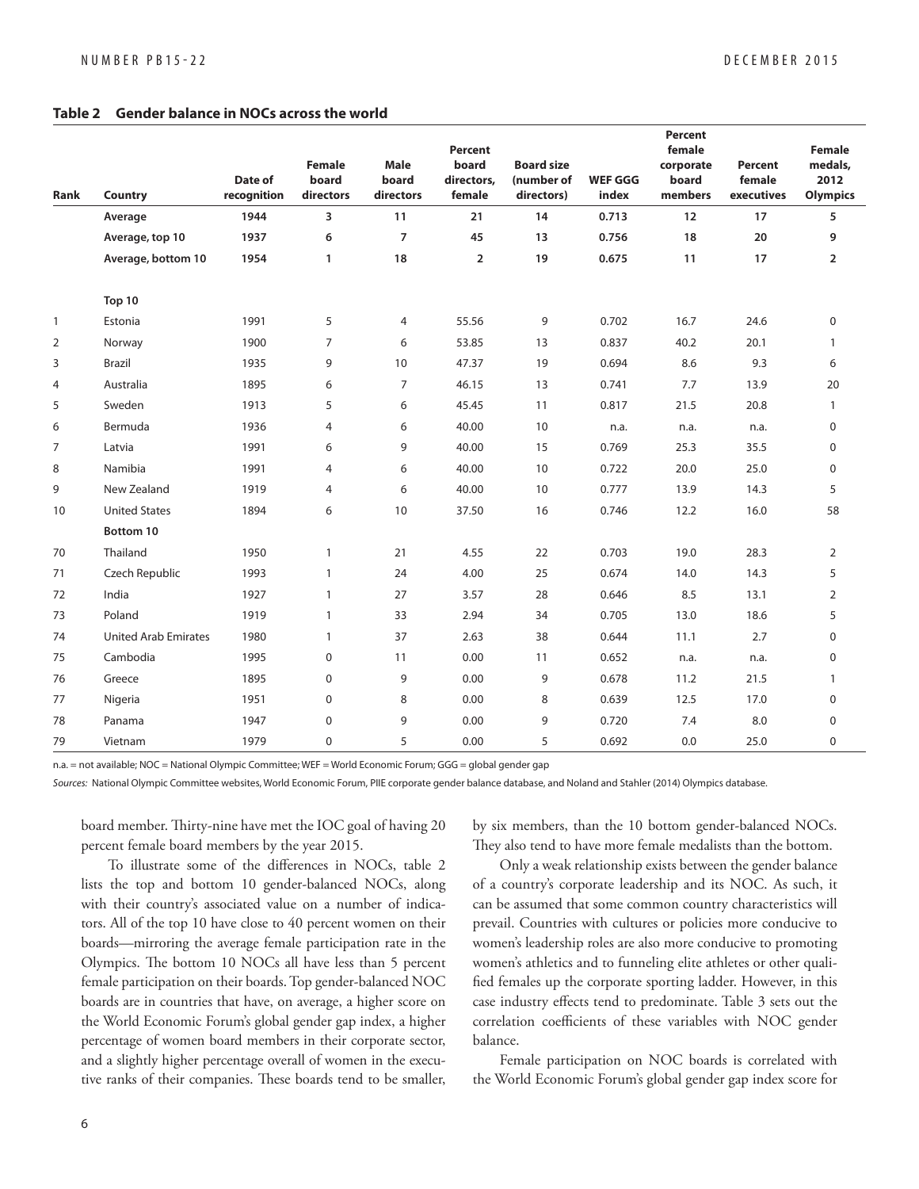**Table 2 Gender balance in NOCs across the world**

| Rank | Country | Date of recognition | Female board directors | Male board directors | Percent board directors, female | Board size (number of directors) | WEF GGG index | Percent female corporate board members | Percent female executives | Female medals, 2012 Olympics |
|---|---|---|---|---|---|---|---|---|---|---|
| | **Average** | **1944** | **3** | **11** | **21** | **14** | **0.713** | **12** | **17** | **5** |
| | **Average, top 10** | **1937** | **6** | **7** | **45** | **13** | **0.756** | **18** | **20** | **9** |
| | **Average, bottom 10** | **1954** | **1** | **18** | **2** | **19** | **0.675** | **11** | **17** | **2** |
| | **Top 10** | | | | | | | | | |
| 1 | Estonia | 1991 | 5 | 4 | 55.56 | 9 | 0.702 | 16.7 | 24.6 | 0 |
| 2 | Norway | 1900 | 7 | 6 | 53.85 | 13 | 0.837 | 40.2 | 20.1 | 1 |
| 3 | Brazil | 1935 | 9 | 10 | 47.37 | 19 | 0.694 | 8.6 | 9.3 | 6 |
| 4 | Australia | 1895 | 6 | 7 | 46.15 | 13 | 0.741 | 7.7 | 13.9 | 20 |
| 5 | Sweden | 1913 | 5 | 6 | 45.45 | 11 | 0.817 | 21.5 | 20.8 | 1 |
| 6 | Bermuda | 1936 | 4 | 6 | 40.00 | 10 | n.a. | n.a. | n.a. | 0 |
| 7 | Latvia | 1991 | 6 | 9 | 40.00 | 15 | 0.769 | 25.3 | 35.5 | 0 |
| 8 | Namibia | 1991 | 4 | 6 | 40.00 | 10 | 0.722 | 20.0 | 25.0 | 0 |
| 9 | New Zealand | 1919 | 4 | 6 | 40.00 | 10 | 0.777 | 13.9 | 14.3 | 5 |
| 10 | United States | 1894 | 6 | 10 | 37.50 | 16 | 0.746 | 12.2 | 16.0 | 58 |
| | **Bottom 10** | | | | | | | | | |
| 70 | Thailand | 1950 | 1 | 21 | 4.55 | 22 | 0.703 | 19.0 | 28.3 | 2 |
| 71 | Czech Republic | 1993 | 1 | 24 | 4.00 | 25 | 0.674 | 14.0 | 14.3 | 5 |
| 72 | India | 1927 | 1 | 27 | 3.57 | 28 | 0.646 | 8.5 | 13.1 | 2 |
| 73 | Poland | 1919 | 1 | 33 | 2.94 | 34 | 0.705 | 13.0 | 18.6 | 5 |
| 74 | United Arab Emirates | 1980 | 1 | 37 | 2.63 | 38 | 0.644 | 11.1 | 2.7 | 0 |
| 75 | Cambodia | 1995 | 0 | 11 | 0.00 | 11 | 0.652 | n.a. | n.a. | 0 |
| 76 | Greece | 1895 | 0 | 9 | 0.00 | 9 | 0.678 | 11.2 | 21.5 | 1 |
| 77 | Nigeria | 1951 | 0 | 8 | 0.00 | 8 | 0.639 | 12.5 | 17.0 | 0 |
| 78 | Panama | 1947 | 0 | 9 | 0.00 | 9 | 0.720 | 7.4 | 8.0 | 0 |
| 79 | Vietnam | 1979 | 0 | 5 | 0.00 | 5 | 0.692 | 0.0 | 25.0 | 0 |

n.a. = not available; NOC = National Olympic Committee; WEF = World Economic Forum; GGG = global gender gap

*Sources:* National Olympic Committee websites, World Economic Forum, PIIE corporate gender balance database, and Noland and Stahler (2014) Olympics database.

board member. Thirty-nine have met the IOC goal of having 20 percent female board members by the year 2015.

To illustrate some of the differences in NOCs, table 2 lists the top and bottom 10 gender-balanced NOCs, along with their country's associated value on a number of indicators. All of the top 10 have close to 40 percent women on their boards—mirroring the average female participation rate in the Olympics. The bottom 10 NOCs all have less than 5 percent female participation on their boards. Top gender-balanced NOC boards are in countries that have, on average, a higher score on the World Economic Forum's global gender gap index, a higher percentage of women board members in their corporate sector, and a slightly higher percentage overall of women in the executive ranks of their companies. These boards tend to be smaller, by six members, than the 10 bottom gender-balanced NOCs. They also tend to have more female medalists than the bottom.

Only a weak relationship exists between the gender balance of a country's corporate leadership and its NOC. As such, it can be assumed that some common country characteristics will prevail. Countries with cultures or policies more conducive to women's leadership roles are also more conducive to promoting women's athletics and to funneling elite athletes or other qualified females up the corporate sporting ladder. However, in this case industry effects tend to predominate. Table 3 sets out the correlation coefficients of these variables with NOC gender balance.

Female participation on NOC boards is correlated with the World Economic Forum's global gender gap index score for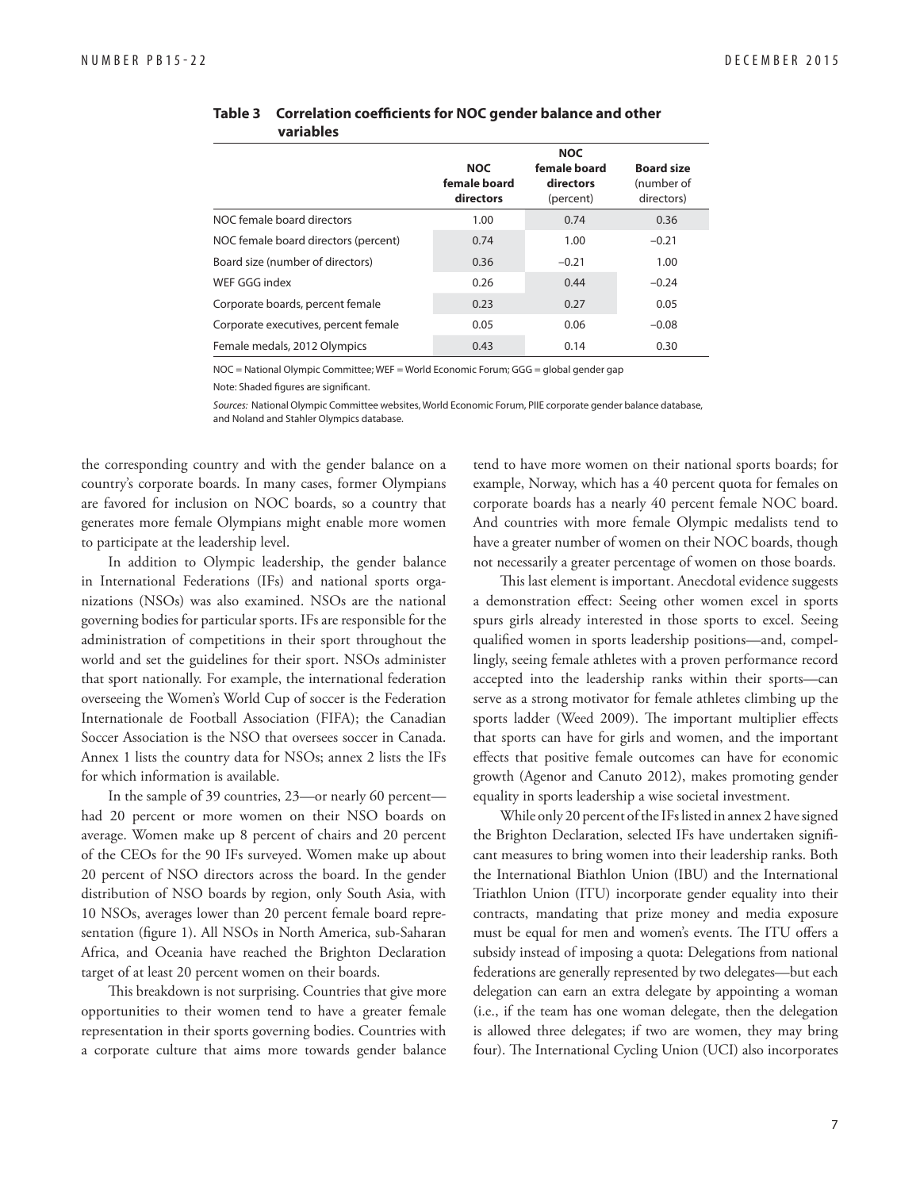**Table 3 Correlation coefficients for NOC gender balance and other variables**

| | NOC female board directors | NOC female board directors (percent) | Board size (number of directors) |
|---|---|---|---|
| NOC female board directors | 1.00 | 0.74 | 0.36 |
| NOC female board directors (percent) | 0.74 | 1.00 | −0.21 |
| Board size (number of directors) | 0.36 | −0.21 | 1.00 |
| WEF GGG index | 0.26 | 0.44 | −0.24 |
| Corporate boards, percent female | 0.23 | 0.27 | 0.05 |
| Corporate executives, percent female | 0.05 | 0.06 | −0.08 |
| Female medals, 2012 Olympics | 0.43 | 0.14 | 0.30 |

NOC = National Olympic Committee; WEF = World Economic Forum; GGG = global gender gap

Note: Shaded figures are significant.

*Sources:* National Olympic Committee websites, World Economic Forum, PIIE corporate gender balance database, and Noland and Stahler Olympics database.

the corresponding country and with the gender balance on a country's corporate boards. In many cases, former Olympians are favored for inclusion on NOC boards, so a country that generates more female Olympians might enable more women to participate at the leadership level.

In addition to Olympic leadership, the gender balance in International Federations (IFs) and national sports organizations (NSOs) was also examined. NSOs are the national governing bodies for particular sports. IFs are responsible for the administration of competitions in their sport throughout the world and set the guidelines for their sport. NSOs administer that sport nationally. For example, the international federation overseeing the Women's World Cup of soccer is the Federation Internationale de Football Association (FIFA); the Canadian Soccer Association is the NSO that oversees soccer in Canada. Annex 1 lists the country data for NSOs; annex 2 lists the IFs for which information is available.

In the sample of 39 countries, 23—or nearly 60 percent—had 20 percent or more women on their NSO boards on average. Women make up 8 percent of chairs and 20 percent of the CEOs for the 90 IFs surveyed. Women make up about 20 percent of NSO directors across the board. In the gender distribution of NSO boards by region, only South Asia, with 10 NSOs, averages lower than 20 percent female board representation (figure 1). All NSOs in North America, sub-Saharan Africa, and Oceania have reached the Brighton Declaration target of at least 20 percent women on their boards.

This breakdown is not surprising. Countries that give more opportunities to their women tend to have a greater female representation in their sports governing bodies. Countries with a corporate culture that aims more towards gender balance tend to have more women on their national sports boards; for example, Norway, which has a 40 percent quota for females on corporate boards has a nearly 40 percent female NOC board. And countries with more female Olympic medalists tend to have a greater number of women on their NOC boards, though not necessarily a greater percentage of women on those boards.

This last element is important. Anecdotal evidence suggests a demonstration effect: Seeing other women excel in sports spurs girls already interested in those sports to excel. Seeing qualified women in sports leadership positions—and, compellingly, seeing female athletes with a proven performance record accepted into the leadership ranks within their sports—can serve as a strong motivator for female athletes climbing up the sports ladder (Weed 2009). The important multiplier effects that sports can have for girls and women, and the important effects that positive female outcomes can have for economic growth (Agenor and Canuto 2012), makes promoting gender equality in sports leadership a wise societal investment.

While only 20 percent of the IFs listed in annex 2 have signed the Brighton Declaration, selected IFs have undertaken significant measures to bring women into their leadership ranks. Both the International Biathlon Union (IBU) and the International Triathlon Union (ITU) incorporate gender equality into their contracts, mandating that prize money and media exposure must be equal for men and women's events. The ITU offers a subsidy instead of imposing a quota: Delegations from national federations are generally represented by two delegates—but each delegation can earn an extra delegate by appointing a woman (i.e., if the team has one woman delegate, then the delegation is allowed three delegates; if two are women, they may bring four). The International Cycling Union (UCI) also incorporates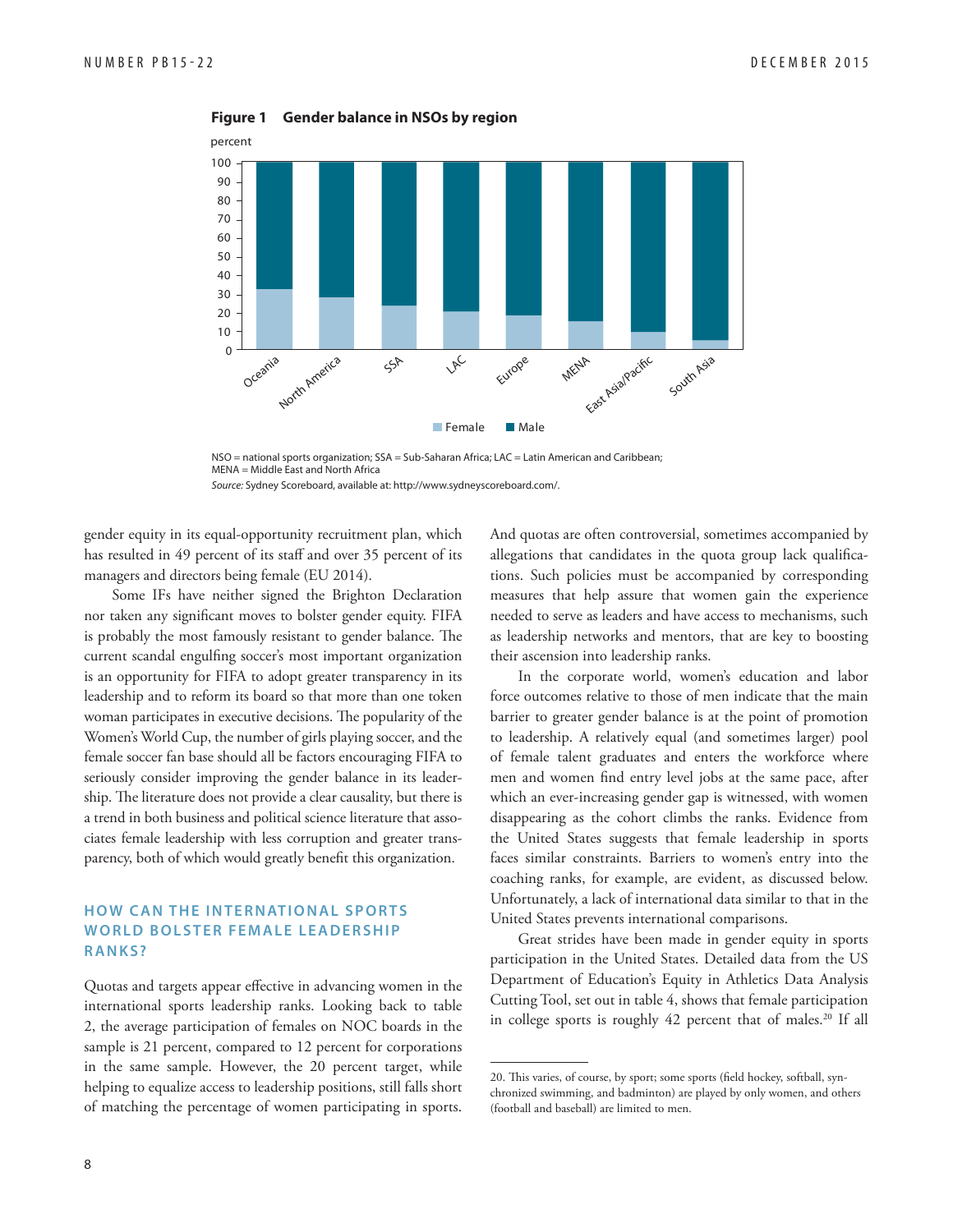**Figure 1 Gender balance in NSOs by region**

NSO = national sports organization; SSA = Sub-Saharan Africa; LAC = Latin American and Caribbean; MENA = Middle East and North Africa

*Source:* Sydney Scoreboard, available at: http://www.sydneyscoreboard.com/.

gender equity in its equal-opportunity recruitment plan, which has resulted in 49 percent of its staff and over 35 percent of its managers and directors being female (EU 2014).

Some IFs have neither signed the Brighton Declaration nor taken any significant moves to bolster gender equity. FIFA is probably the most famously resistant to gender balance. The current scandal engulfing soccer's most important organization is an opportunity for FIFA to adopt greater transparency in its leadership and to reform its board so that more than one token woman participates in executive decisions. The popularity of the Women's World Cup, the number of girls playing soccer, and the female soccer fan base should all be factors encouraging FIFA to seriously consider improving the gender balance in its leadership. The literature does not provide a clear causality, but there is a trend in both business and political science literature that associates female leadership with less corruption and greater transparency, both of which would greatly benefit this organization.

## HOW CAN THE INTERNATIONAL SPORTS WORLD BOLSTER FEMALE LEADERSHIP RANKS?

Quotas and targets appear effective in advancing women in the international sports leadership ranks. Looking back to table 2, the average participation of females on NOC boards in the sample is 21 percent, compared to 12 percent for corporations in the same sample. However, the 20 percent target, while helping to equalize access to leadership positions, still falls short of matching the percentage of women participating in sports. And quotas are often controversial, sometimes accompanied by allegations that candidates in the quota group lack qualifications. Such policies must be accompanied by corresponding measures that help assure that women gain the experience needed to serve as leaders and have access to mechanisms, such as leadership networks and mentors, that are key to boosting their ascension into leadership ranks.

In the corporate world, women's education and labor force outcomes relative to those of men indicate that the main barrier to greater gender balance is at the point of promotion to leadership. A relatively equal (and sometimes larger) pool of female talent graduates and enters the workforce where men and women find entry level jobs at the same pace, after which an ever-increasing gender gap is witnessed, with women disappearing as the cohort climbs the ranks. Evidence from the United States suggests that female leadership in sports faces similar constraints. Barriers to women's entry into the coaching ranks, for example, are evident, as discussed below. Unfortunately, a lack of international data similar to that in the United States prevents international comparisons.

Great strides have been made in gender equity in sports participation in the United States. Detailed data from the US Department of Education's Equity in Athletics Data Analysis Cutting Tool, set out in table 4, shows that female participation in college sports is roughly 42 percent that of males.[20] If all

20. This varies, of course, by sport; some sports (field hockey, softball, synchronized swimming, and badminton) are played by only women, and others (football and baseball) are limited to men.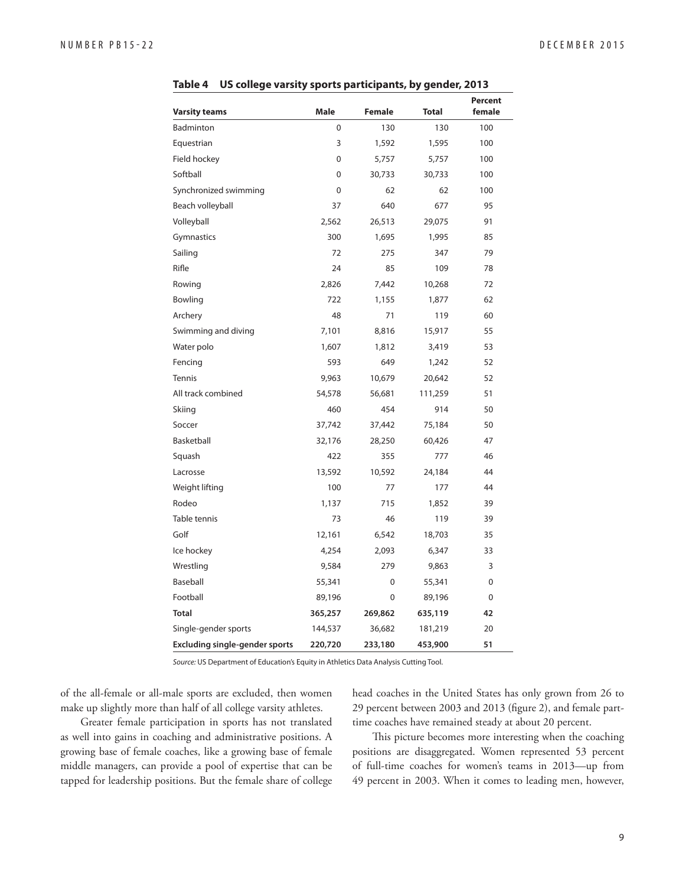**Table 4 US college varsity sports participants, by gender, 2013**

| Varsity teams | Male | Female | Total | Percent female |
|---|---|---|---|---|
| Badminton | 0 | 130 | 130 | 100 |
| Equestrian | 3 | 1,592 | 1,595 | 100 |
| Field hockey | 0 | 5,757 | 5,757 | 100 |
| Softball | 0 | 30,733 | 30,733 | 100 |
| Synchronized swimming | 0 | 62 | 62 | 100 |
| Beach volleyball | 37 | 640 | 677 | 95 |
| Volleyball | 2,562 | 26,513 | 29,075 | 91 |
| Gymnastics | 300 | 1,695 | 1,995 | 85 |
| Sailing | 72 | 275 | 347 | 79 |
| Rifle | 24 | 85 | 109 | 78 |
| Rowing | 2,826 | 7,442 | 10,268 | 72 |
| Bowling | 722 | 1,155 | 1,877 | 62 |
| Archery | 48 | 71 | 119 | 60 |
| Swimming and diving | 7,101 | 8,816 | 15,917 | 55 |
| Water polo | 1,607 | 1,812 | 3,419 | 53 |
| Fencing | 593 | 649 | 1,242 | 52 |
| Tennis | 9,963 | 10,679 | 20,642 | 52 |
| All track combined | 54,578 | 56,681 | 111,259 | 51 |
| Skiing | 460 | 454 | 914 | 50 |
| Soccer | 37,742 | 37,442 | 75,184 | 50 |
| Basketball | 32,176 | 28,250 | 60,426 | 47 |
| Squash | 422 | 355 | 777 | 46 |
| Lacrosse | 13,592 | 10,592 | 24,184 | 44 |
| Weight lifting | 100 | 77 | 177 | 44 |
| Rodeo | 1,137 | 715 | 1,852 | 39 |
| Table tennis | 73 | 46 | 119 | 39 |
| Golf | 12,161 | 6,542 | 18,703 | 35 |
| Ice hockey | 4,254 | 2,093 | 6,347 | 33 |
| Wrestling | 9,584 | 279 | 9,863 | 3 |
| Baseball | 55,341 | 0 | 55,341 | 0 |
| Football | 89,196 | 0 | 89,196 | 0 |
| **Total** | **365,257** | **269,862** | **635,119** | **42** |
| Single-gender sports | 144,537 | 36,682 | 181,219 | 20 |
| **Excluding single-gender sports** | **220,720** | **233,180** | **453,900** | **51** |

*Source:* US Department of Education's Equity in Athletics Data Analysis Cutting Tool.

of the all-female or all-male sports are excluded, then women make up slightly more than half of all college varsity athletes.

Greater female participation in sports has not translated as well into gains in coaching and administrative positions. A growing base of female coaches, like a growing base of female middle managers, can provide a pool of expertise that can be tapped for leadership positions. But the female share of college head coaches in the United States has only grown from 26 to 29 percent between 2003 and 2013 (figure 2), and female part-time coaches have remained steady at about 20 percent.

This picture becomes more interesting when the coaching positions are disaggregated. Women represented 53 percent of full-time coaches for women's teams in 2013—up from 49 percent in 2003. When it comes to leading men, however,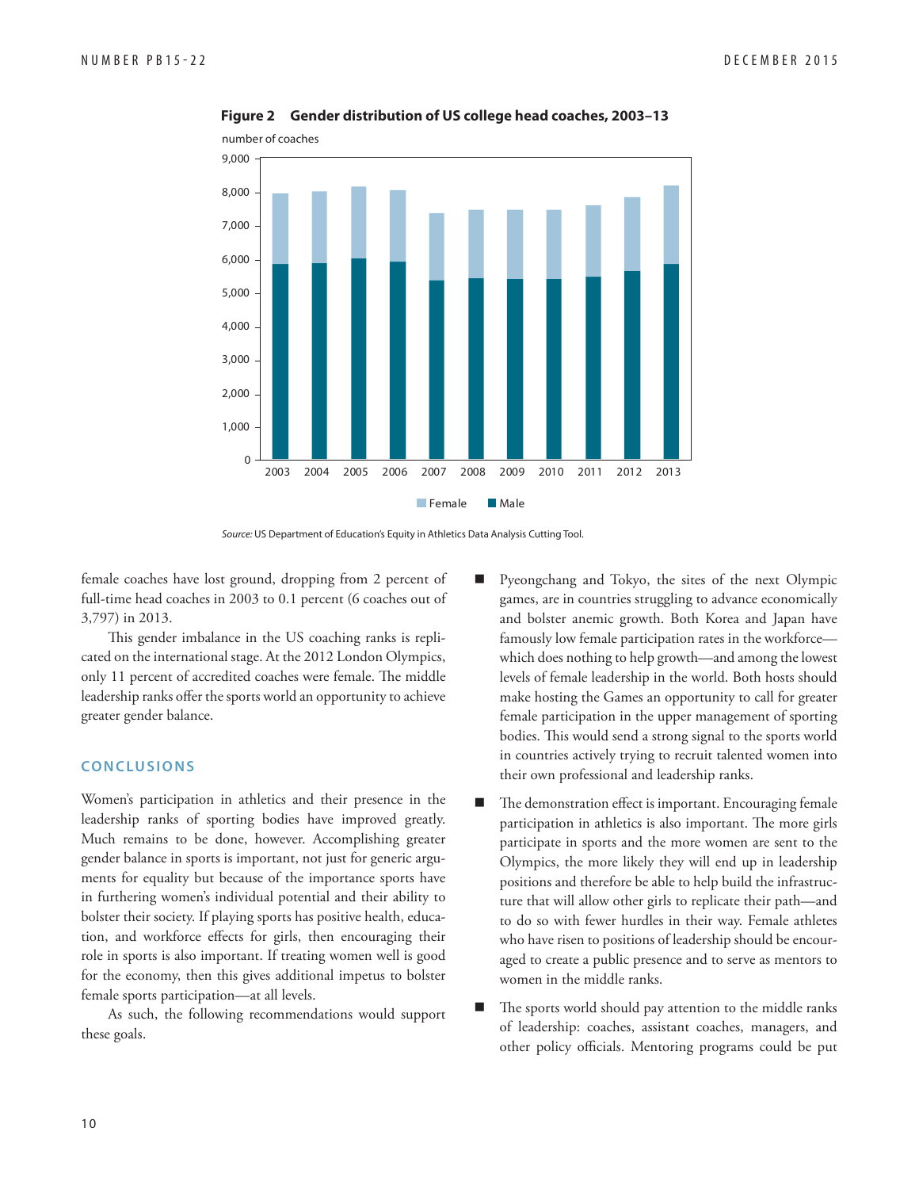**Figure 2 Gender distribution of US college head coaches, 2003–13**

*Source:* US Department of Education's Equity in Athletics Data Analysis Cutting Tool.

female coaches have lost ground, dropping from 2 percent of full-time head coaches in 2003 to 0.1 percent (6 coaches out of 3,797) in 2013.

This gender imbalance in the US coaching ranks is replicated on the international stage. At the 2012 London Olympics, only 11 percent of accredited coaches were female. The middle leadership ranks offer the sports world an opportunity to achieve greater gender balance.

## CONCLUSIONS

Women's participation in athletics and their presence in the leadership ranks of sporting bodies have improved greatly. Much remains to be done, however. Accomplishing greater gender balance in sports is important, not just for generic arguments for equality but because of the importance sports have in furthering women's individual potential and their ability to bolster their society. If playing sports has positive health, education, and workforce effects for girls, then encouraging their role in sports is also important. If treating women well is good for the economy, then this gives additional impetus to bolster female sports participation—at all levels.

As such, the following recommendations would support these goals.

- Pyeongchang and Tokyo, the sites of the next Olympic games, are in countries struggling to advance economically and bolster anemic growth. Both Korea and Japan have famously low female participation rates in the workforce—which does nothing to help growth—and among the lowest levels of female leadership in the world. Both hosts should make hosting the Games an opportunity to call for greater female participation in the upper management of sporting bodies. This would send a strong signal to the sports world in countries actively trying to recruit talented women into their own professional and leadership ranks.
- The demonstration effect is important. Encouraging female participation in athletics is also important. The more girls participate in sports and the more women are sent to the Olympics, the more likely they will end up in leadership positions and therefore be able to help build the infrastructure that will allow other girls to replicate their path—and to do so with fewer hurdles in their way. Female athletes who have risen to positions of leadership should be encouraged to create a public presence and to serve as mentors to women in the middle ranks.
- The sports world should pay attention to the middle ranks of leadership: coaches, assistant coaches, managers, and other policy officials. Mentoring programs could be put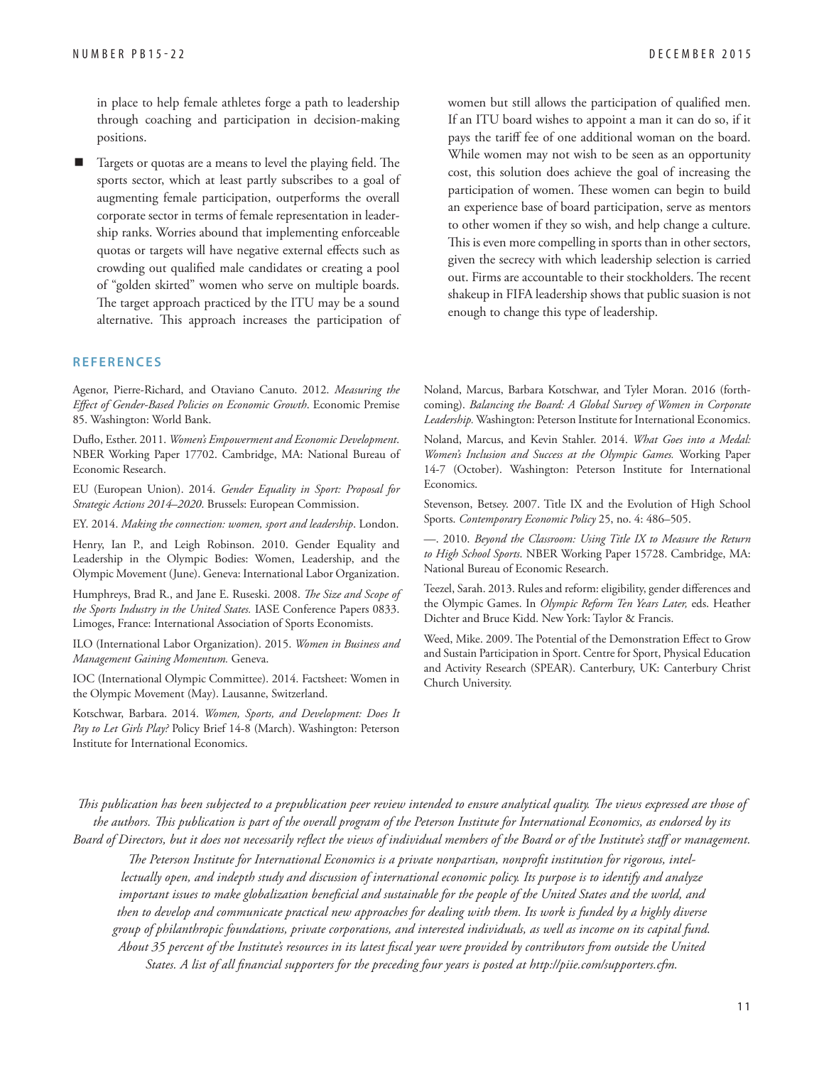in place to help female athletes forge a path to leadership through coaching and participation in decision-making positions.

- Targets or quotas are a means to level the playing field. The sports sector, which at least partly subscribes to a goal of augmenting female participation, outperforms the overall corporate sector in terms of female representation in leadership ranks. Worries abound that implementing enforceable quotas or targets will have negative external effects such as crowding out qualified male candidates or creating a pool of "golden skirted" women who serve on multiple boards. The target approach practiced by the ITU may be a sound alternative. This approach increases the participation of women but still allows the participation of qualified men. If an ITU board wishes to appoint a man it can do so, if it pays the tariff fee of one additional woman on the board. While women may not wish to be seen as an opportunity cost, this solution does achieve the goal of increasing the participation of women. These women can begin to build an experience base of board participation, serve as mentors to other women if they so wish, and help change a culture. This is even more compelling in sports than in other sectors, given the secrecy with which leadership selection is carried out. Firms are accountable to their stockholders. The recent shakeup in FIFA leadership shows that public suasion is not enough to change this type of leadership.

## REFERENCES

Agenor, Pierre-Richard, and Otaviano Canuto. 2012. *Measuring the Effect of Gender-Based Policies on Economic Growth*. Economic Premise 85. Washington: World Bank.

Duflo, Esther. 2011. *Women's Empowerment and Economic Development*. NBER Working Paper 17702. Cambridge, MA: National Bureau of Economic Research.

EU (European Union). 2014. *Gender Equality in Sport: Proposal for Strategic Actions 2014–2020*. Brussels: European Commission.

EY. 2014. *Making the connection: women, sport and leadership*. London.

Henry, Ian P., and Leigh Robinson. 2010. Gender Equality and Leadership in the Olympic Bodies: Women, Leadership, and the Olympic Movement (June). Geneva: International Labor Organization.

Humphreys, Brad R., and Jane E. Ruseski. 2008. *The Size and Scope of the Sports Industry in the United States.* IASE Conference Papers 0833. Limoges, France: International Association of Sports Economists.

ILO (International Labor Organization). 2015. *Women in Business and Management Gaining Momentum.* Geneva.

IOC (International Olympic Committee). 2014. Factsheet: Women in the Olympic Movement (May). Lausanne, Switzerland.

Kotschwar, Barbara. 2014. *Women, Sports, and Development: Does It Pay to Let Girls Play?* Policy Brief 14-8 (March). Washington: Peterson Institute for International Economics.

Noland, Marcus, Barbara Kotschwar, and Tyler Moran. 2016 (forthcoming). *Balancing the Board: A Global Survey of Women in Corporate Leadership.* Washington: Peterson Institute for International Economics.

Noland, Marcus, and Kevin Stahler. 2014. *What Goes into a Medal: Women's Inclusion and Success at the Olympic Games.* Working Paper 14-7 (October). Washington: Peterson Institute for International Economics.

Stevenson, Betsey. 2007. Title IX and the Evolution of High School Sports. *Contemporary Economic Policy* 25, no. 4: 486–505.

—. 2010. *Beyond the Classroom: Using Title IX to Measure the Return to High School Sports*. NBER Working Paper 15728. Cambridge, MA: National Bureau of Economic Research.

Teezel, Sarah. 2013. Rules and reform: eligibility, gender differences and the Olympic Games. In *Olympic Reform Ten Years Later,* eds. Heather Dichter and Bruce Kidd. New York: Taylor & Francis.

Weed, Mike. 2009. The Potential of the Demonstration Effect to Grow and Sustain Participation in Sport. Centre for Sport, Physical Education and Activity Research (SPEAR). Canterbury, UK: Canterbury Christ Church University.

*This publication has been subjected to a prepublication peer review intended to ensure analytical quality. The views expressed are those of the authors. This publication is part of the overall program of the Peterson Institute for International Economics, as endorsed by its Board of Directors, but it does not necessarily reflect the views of individual members of the Board or of the Institute's staff or management.*

*The Peterson Institute for International Economics is a private nonpartisan, nonprofit institution for rigorous, intellectually open, and indepth study and discussion of international economic policy. Its purpose is to identify and analyze important issues to make globalization beneficial and sustainable for the people of the United States and the world, and then to develop and communicate practical new approaches for dealing with them. Its work is funded by a highly diverse group of philanthropic foundations, private corporations, and interested individuals, as well as income on its capital fund. About 35 percent of the Institute's resources in its latest fiscal year were provided by contributors from outside the United States. A list of all financial supporters for the preceding four years is posted at http://piie.com/supporters.cfm.*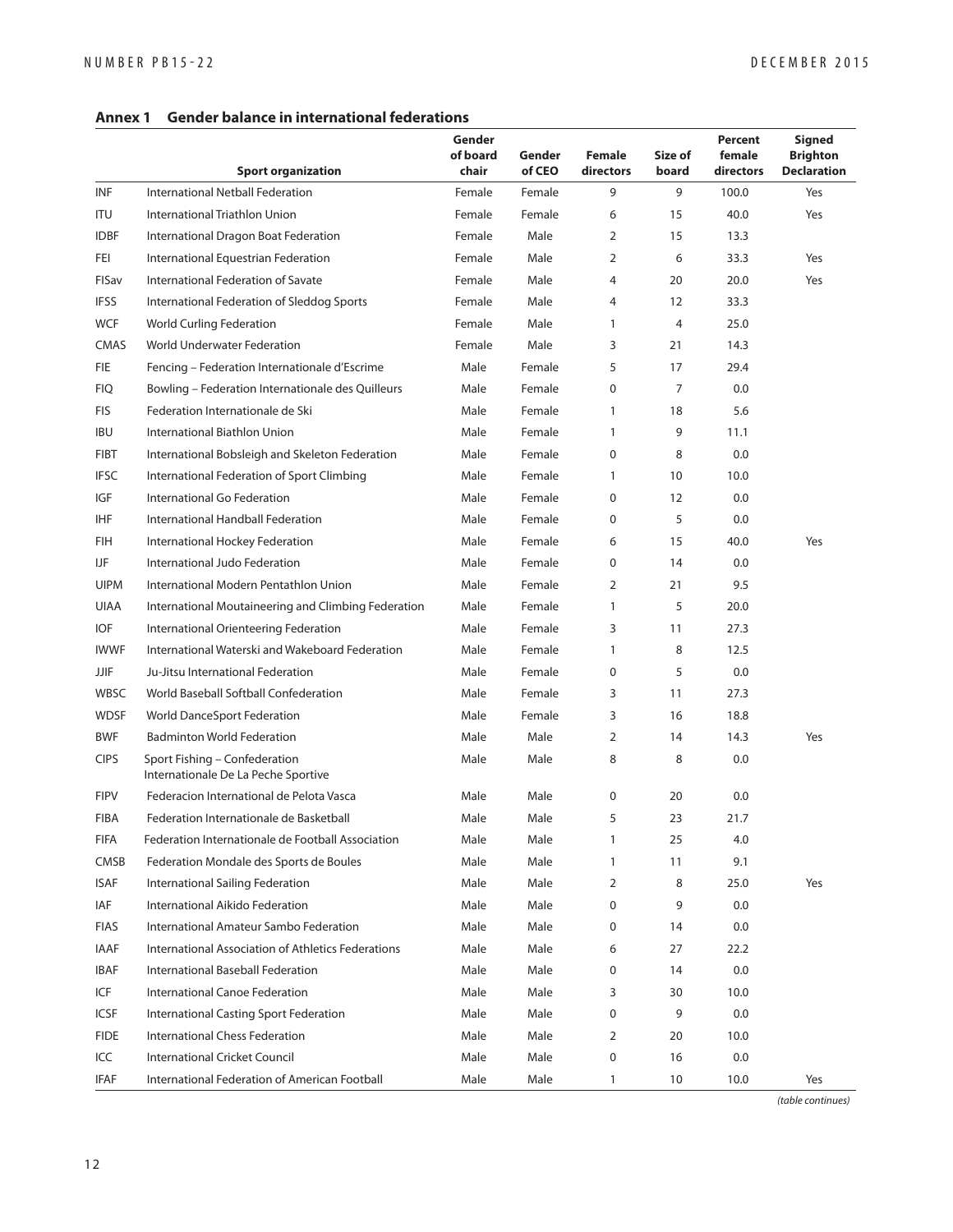## Annex 1 Gender balance in international federations

| | Sport organization | Gender of board chair | Gender of CEO | Female directors | Size of board | Percent female directors | Signed Brighton Declaration |
|---|---|---|---|---|---|---|---|
| INF | International Netball Federation | Female | Female | 9 | 9 | 100.0 | Yes |
| ITU | International Triathlon Union | Female | Female | 6 | 15 | 40.0 | Yes |
| IDBF | International Dragon Boat Federation | Female | Male | 2 | 15 | 13.3 | |
| FEI | International Equestrian Federation | Female | Male | 2 | 6 | 33.3 | Yes |
| FISav | International Federation of Savate | Female | Male | 4 | 20 | 20.0 | Yes |
| IFSS | International Federation of Sleddog Sports | Female | Male | 4 | 12 | 33.3 | |
| WCF | World Curling Federation | Female | Male | 1 | 4 | 25.0 | |
| CMAS | World Underwater Federation | Female | Male | 3 | 21 | 14.3 | |
| FIE | Fencing – Federation Internationale d'Escrime | Male | Female | 5 | 17 | 29.4 | |
| FIQ | Bowling – Federation Internationale des Quilleurs | Male | Female | 0 | 7 | 0.0 | |
| FIS | Federation Internationale de Ski | Male | Female | 1 | 18 | 5.6 | |
| IBU | International Biathlon Union | Male | Female | 1 | 9 | 11.1 | |
| FIBT | International Bobsleigh and Skeleton Federation | Male | Female | 0 | 8 | 0.0 | |
| IFSC | International Federation of Sport Climbing | Male | Female | 1 | 10 | 10.0 | |
| IGF | International Go Federation | Male | Female | 0 | 12 | 0.0 | |
| IHF | International Handball Federation | Male | Female | 0 | 5 | 0.0 | |
| FIH | International Hockey Federation | Male | Female | 6 | 15 | 40.0 | Yes |
| IJF | International Judo Federation | Male | Female | 0 | 14 | 0.0 | |
| UIPM | International Modern Pentathlon Union | Male | Female | 2 | 21 | 9.5 | |
| UIAA | International Moutaineering and Climbing Federation | Male | Female | 1 | 5 | 20.0 | |
| IOF | International Orienteering Federation | Male | Female | 3 | 11 | 27.3 | |
| IWWF | International Waterski and Wakeboard Federation | Male | Female | 1 | 8 | 12.5 | |
| JJIF | Ju-Jitsu International Federation | Male | Female | 0 | 5 | 0.0 | |
| WBSC | World Baseball Softball Confederation | Male | Female | 3 | 11 | 27.3 | |
| WDSF | World DanceSport Federation | Male | Female | 3 | 16 | 18.8 | |
| BWF | Badminton World Federation | Male | Male | 2 | 14 | 14.3 | Yes |
| CIPS | Sport Fishing – Confederation Internationale De La Peche Sportive | Male | Male | 8 | 8 | 0.0 | |
| FIPV | Federacion International de Pelota Vasca | Male | Male | 0 | 20 | 0.0 | |
| FIBA | Federation Internationale de Basketball | Male | Male | 5 | 23 | 21.7 | |
| FIFA | Federation Internationale de Football Association | Male | Male | 1 | 25 | 4.0 | |
| CMSB | Federation Mondale des Sports de Boules | Male | Male | 1 | 11 | 9.1 | |
| ISAF | International Sailing Federation | Male | Male | 2 | 8 | 25.0 | Yes |
| IAF | International Aikido Federation | Male | Male | 0 | 9 | 0.0 | |
| FIAS | International Amateur Sambo Federation | Male | Male | 0 | 14 | 0.0 | |
| IAAF | International Association of Athletics Federations | Male | Male | 6 | 27 | 22.2 | |
| IBAF | International Baseball Federation | Male | Male | 0 | 14 | 0.0 | |
| ICF | International Canoe Federation | Male | Male | 3 | 30 | 10.0 | |
| ICSF | International Casting Sport Federation | Male | Male | 0 | 9 | 0.0 | |
| FIDE | International Chess Federation | Male | Male | 2 | 20 | 10.0 | |
| ICC | International Cricket Council | Male | Male | 0 | 16 | 0.0 | |
| IFAF | International Federation of American Football | Male | Male | 1 | 10 | 10.0 | Yes |

*(table continues)*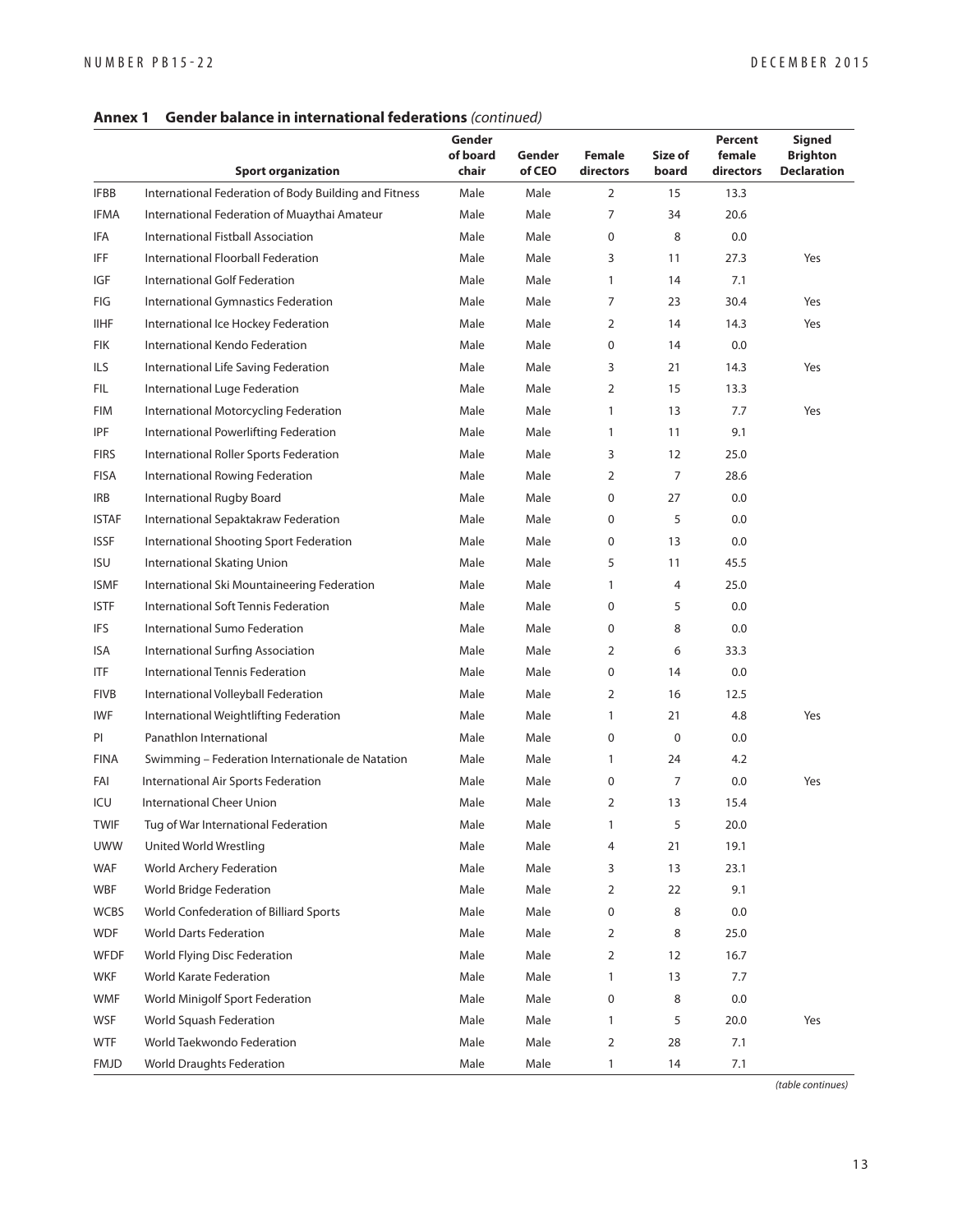**Annex 1 Gender balance in international federations** *(continued)*

| | Sport organization | Gender of board chair | Gender of CEO | Female directors | Size of board | Percent female directors | Signed Brighton Declaration |
|---|---|---|---|---|---|---|---|
| IFBB | International Federation of Body Building and Fitness | Male | Male | 2 | 15 | 13.3 | |
| IFMA | International Federation of Muaythai Amateur | Male | Male | 7 | 34 | 20.6 | |
| IFA | International Fistball Association | Male | Male | 0 | 8 | 0.0 | |
| IFF | International Floorball Federation | Male | Male | 3 | 11 | 27.3 | Yes |
| IGF | International Golf Federation | Male | Male | 1 | 14 | 7.1 | |
| FIG | International Gymnastics Federation | Male | Male | 7 | 23 | 30.4 | Yes |
| IIHF | International Ice Hockey Federation | Male | Male | 2 | 14 | 14.3 | Yes |
| FIK | International Kendo Federation | Male | Male | 0 | 14 | 0.0 | |
| ILS | International Life Saving Federation | Male | Male | 3 | 21 | 14.3 | Yes |
| FIL | International Luge Federation | Male | Male | 2 | 15 | 13.3 | |
| FIM | International Motorcycling Federation | Male | Male | 1 | 13 | 7.7 | Yes |
| IPF | International Powerlifting Federation | Male | Male | 1 | 11 | 9.1 | |
| FIRS | International Roller Sports Federation | Male | Male | 3 | 12 | 25.0 | |
| FISA | International Rowing Federation | Male | Male | 2 | 7 | 28.6 | |
| IRB | International Rugby Board | Male | Male | 0 | 27 | 0.0 | |
| ISTAF | International Sepaktakraw Federation | Male | Male | 0 | 5 | 0.0 | |
| ISSF | International Shooting Sport Federation | Male | Male | 0 | 13 | 0.0 | |
| ISU | International Skating Union | Male | Male | 5 | 11 | 45.5 | |
| ISMF | International Ski Mountaineering Federation | Male | Male | 1 | 4 | 25.0 | |
| ISTF | International Soft Tennis Federation | Male | Male | 0 | 5 | 0.0 | |
| IFS | International Sumo Federation | Male | Male | 0 | 8 | 0.0 | |
| ISA | International Surfing Association | Male | Male | 2 | 6 | 33.3 | |
| ITF | International Tennis Federation | Male | Male | 0 | 14 | 0.0 | |
| FIVB | International Volleyball Federation | Male | Male | 2 | 16 | 12.5 | |
| IWF | International Weightlifting Federation | Male | Male | 1 | 21 | 4.8 | Yes |
| PI | Panathlon International | Male | Male | 0 | 0 | 0.0 | |
| FINA | Swimming – Federation Internationale de Natation | Male | Male | 1 | 24 | 4.2 | |
| FAI | International Air Sports Federation | Male | Male | 0 | 7 | 0.0 | Yes |
| ICU | International Cheer Union | Male | Male | 2 | 13 | 15.4 | |
| TWIF | Tug of War International Federation | Male | Male | 1 | 5 | 20.0 | |
| UWW | United World Wrestling | Male | Male | 4 | 21 | 19.1 | |
| WAF | World Archery Federation | Male | Male | 3 | 13 | 23.1 | |
| WBF | World Bridge Federation | Male | Male | 2 | 22 | 9.1 | |
| WCBS | World Confederation of Billiard Sports | Male | Male | 0 | 8 | 0.0 | |
| WDF | World Darts Federation | Male | Male | 2 | 8 | 25.0 | |
| WFDF | World Flying Disc Federation | Male | Male | 2 | 12 | 16.7 | |
| WKF | World Karate Federation | Male | Male | 1 | 13 | 7.7 | |
| WMF | World Minigolf Sport Federation | Male | Male | 0 | 8 | 0.0 | |
| WSF | World Squash Federation | Male | Male | 1 | 5 | 20.0 | Yes |
| WTF | World Taekwondo Federation | Male | Male | 2 | 28 | 7.1 | |
| FMJD | World Draughts Federation | Male | Male | 1 | 14 | 7.1 | |

*(table continues)*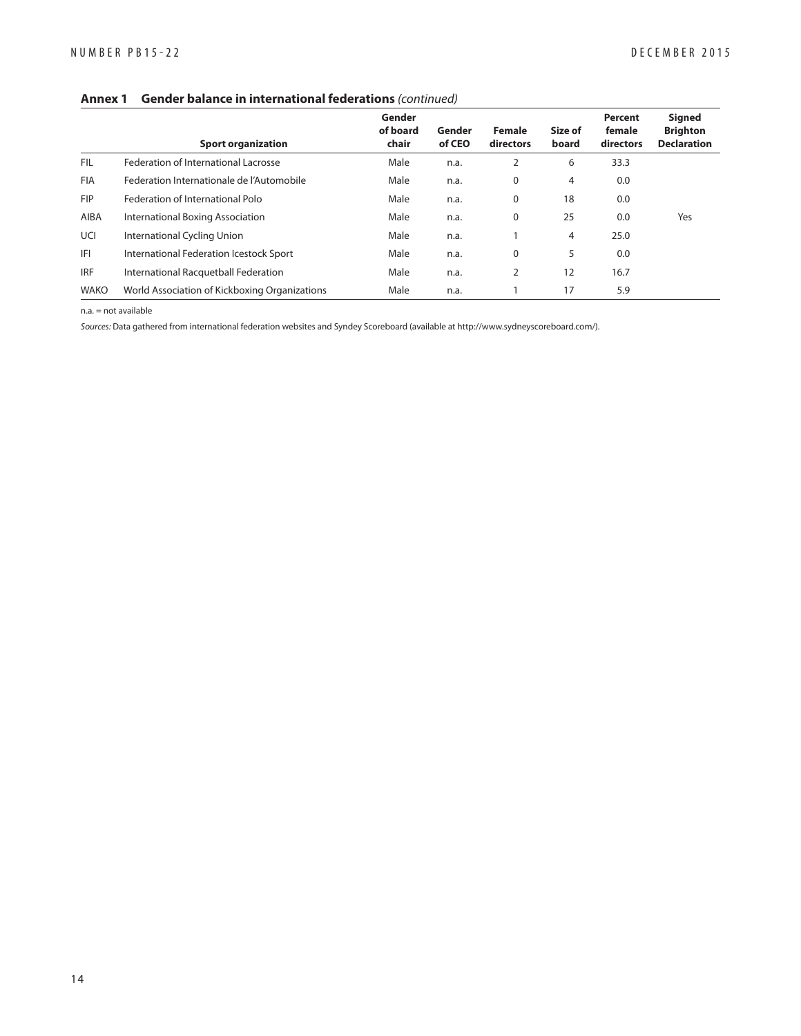**Annex 1 Gender balance in international federations** *(continued)*

| | Sport organization | Gender of board chair | Gender of CEO | Female directors | Size of board | Percent female directors | Signed Brighton Declaration |
|---|---|---|---|---|---|---|---|
| FIL | Federation of International Lacrosse | Male | n.a. | 2 | 6 | 33.3 | |
| FIA | Federation Internationale de l'Automobile | Male | n.a. | 0 | 4 | 0.0 | |
| FIP | Federation of International Polo | Male | n.a. | 0 | 18 | 0.0 | |
| AIBA | International Boxing Association | Male | n.a. | 0 | 25 | 0.0 | Yes |
| UCI | International Cycling Union | Male | n.a. | 1 | 4 | 25.0 | |
| IFI | International Federation Icestock Sport | Male | n.a. | 0 | 5 | 0.0 | |
| IRF | International Racquetball Federation | Male | n.a. | 2 | 12 | 16.7 | |
| WAKO | World Association of Kickboxing Organizations | Male | n.a. | 1 | 17 | 5.9 | |

n.a. = not available

*Sources:* Data gathered from international federation websites and Syndey Scoreboard (available at http://www.sydneyscoreboard.com/).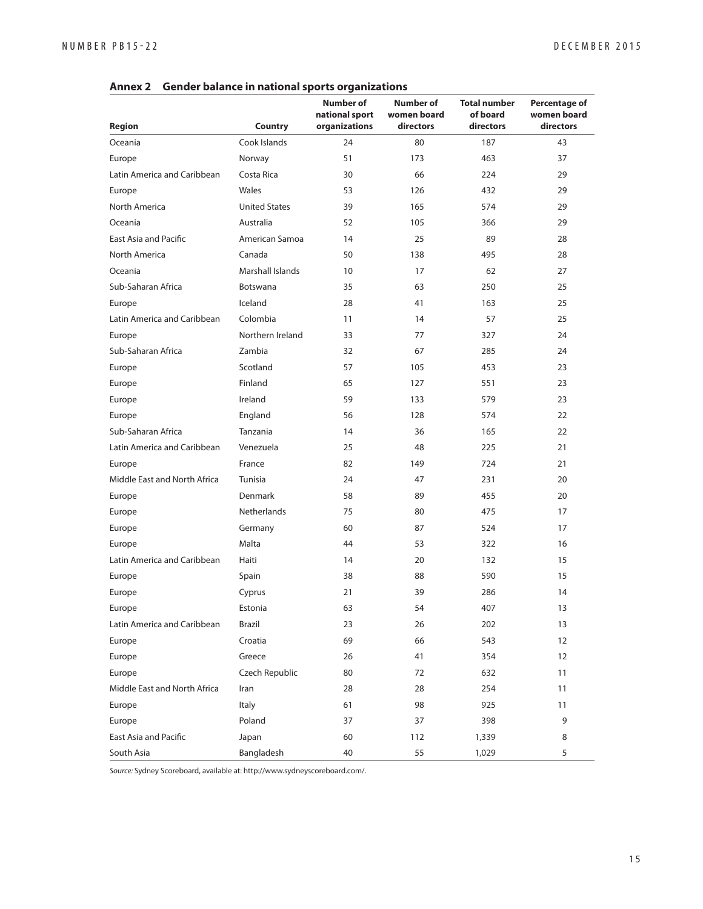**Annex 2 Gender balance in national sports organizations**

| Region | Country | Number of national sport organizations | Number of women board directors | Total number of board directors | Percentage of women board directors |
|---|---|---|---|---|---|
| Oceania | Cook Islands | 24 | 80 | 187 | 43 |
| Europe | Norway | 51 | 173 | 463 | 37 |
| Latin America and Caribbean | Costa Rica | 30 | 66 | 224 | 29 |
| Europe | Wales | 53 | 126 | 432 | 29 |
| North America | United States | 39 | 165 | 574 | 29 |
| Oceania | Australia | 52 | 105 | 366 | 29 |
| East Asia and Pacific | American Samoa | 14 | 25 | 89 | 28 |
| North America | Canada | 50 | 138 | 495 | 28 |
| Oceania | Marshall Islands | 10 | 17 | 62 | 27 |
| Sub-Saharan Africa | Botswana | 35 | 63 | 250 | 25 |
| Europe | Iceland | 28 | 41 | 163 | 25 |
| Latin America and Caribbean | Colombia | 11 | 14 | 57 | 25 |
| Europe | Northern Ireland | 33 | 77 | 327 | 24 |
| Sub-Saharan Africa | Zambia | 32 | 67 | 285 | 24 |
| Europe | Scotland | 57 | 105 | 453 | 23 |
| Europe | Finland | 65 | 127 | 551 | 23 |
| Europe | Ireland | 59 | 133 | 579 | 23 |
| Europe | England | 56 | 128 | 574 | 22 |
| Sub-Saharan Africa | Tanzania | 14 | 36 | 165 | 22 |
| Latin America and Caribbean | Venezuela | 25 | 48 | 225 | 21 |
| Europe | France | 82 | 149 | 724 | 21 |
| Middle East and North Africa | Tunisia | 24 | 47 | 231 | 20 |
| Europe | Denmark | 58 | 89 | 455 | 20 |
| Europe | Netherlands | 75 | 80 | 475 | 17 |
| Europe | Germany | 60 | 87 | 524 | 17 |
| Europe | Malta | 44 | 53 | 322 | 16 |
| Latin America and Caribbean | Haiti | 14 | 20 | 132 | 15 |
| Europe | Spain | 38 | 88 | 590 | 15 |
| Europe | Cyprus | 21 | 39 | 286 | 14 |
| Europe | Estonia | 63 | 54 | 407 | 13 |
| Latin America and Caribbean | Brazil | 23 | 26 | 202 | 13 |
| Europe | Croatia | 69 | 66 | 543 | 12 |
| Europe | Greece | 26 | 41 | 354 | 12 |
| Europe | Czech Republic | 80 | 72 | 632 | 11 |
| Middle East and North Africa | Iran | 28 | 28 | 254 | 11 |
| Europe | Italy | 61 | 98 | 925 | 11 |
| Europe | Poland | 37 | 37 | 398 | 9 |
| East Asia and Pacific | Japan | 60 | 112 | 1,339 | 8 |
| South Asia | Bangladesh | 40 | 55 | 1,029 | 5 |

*Source:* Sydney Scoreboard, available at: http://www.sydneyscoreboard.com/.